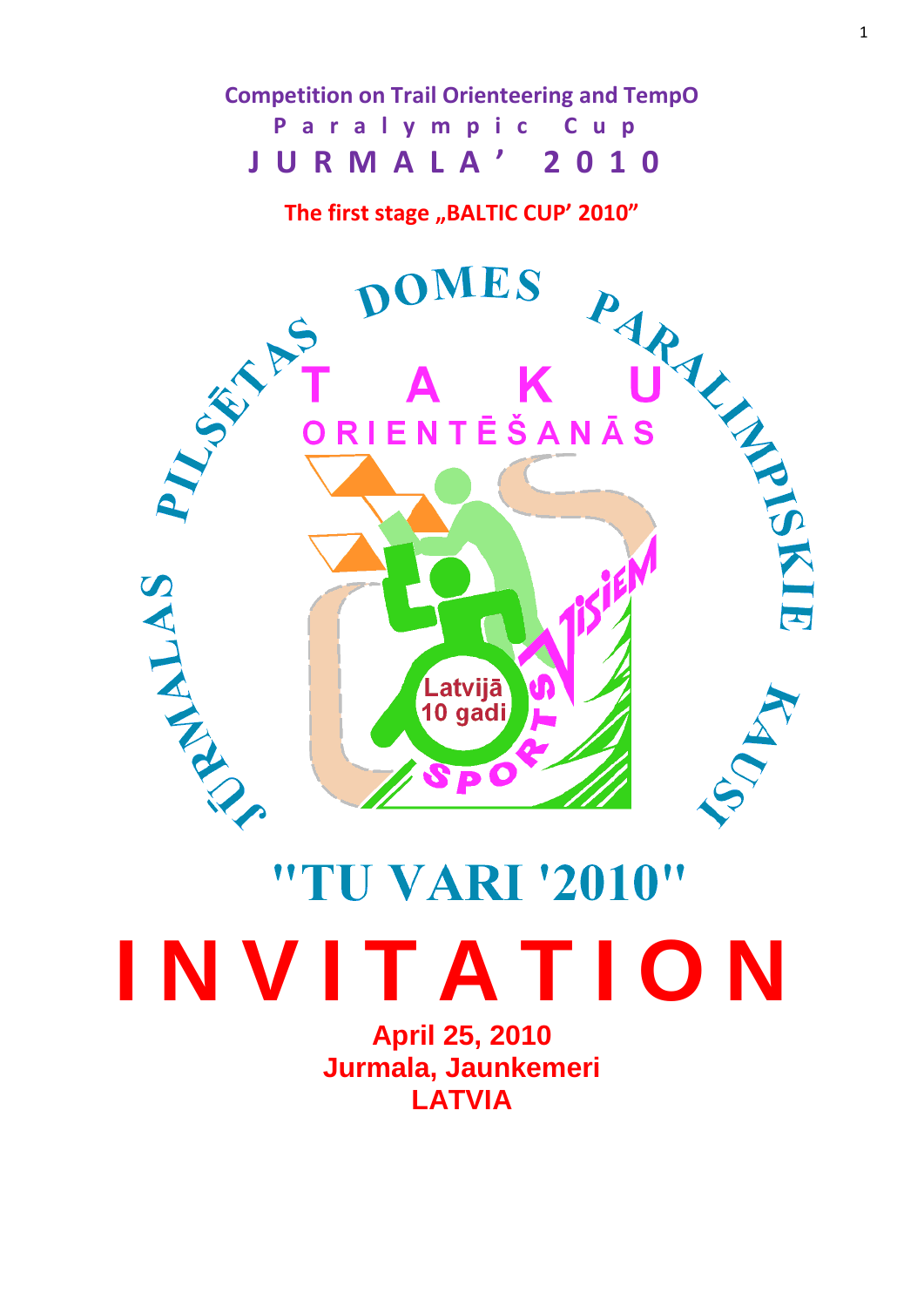# Competition on Trail Orienteering and TempO

## Paralympic Cup

## JURMALA' 2010

**The first stage „BALTIC CUP' 2010"**

JŪRMALAS PILSĒTAS DOMES PARALIMPISKIE KAUSI

TAKU ORIENTĒŠANĀS

Sports visiem

Latvijā 10 gadi

# "TU VARI '2010"

# INVITATION

**April 25, 2010**
**Jurmala, Jaunkemeri**
**LATVIA**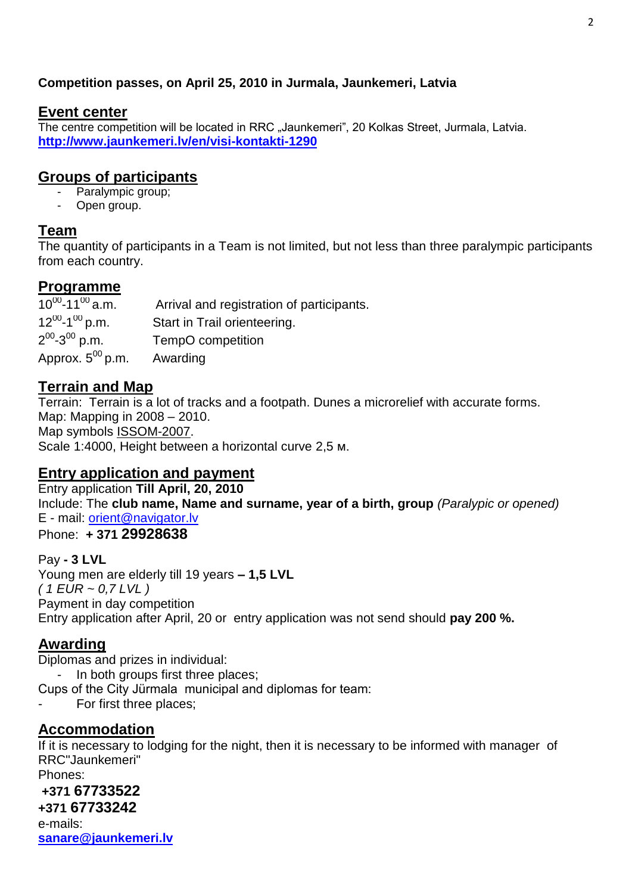**Competition passes, on April 25, 2010 in Jurmala, Jaunkemeri, Latvia**

## Event center

The centre competition will be located in RRC „Jaunkemeri", 20 Kolkas Street, Jurmala, Latvia.
**http://www.jaunkemeri.lv/en/visi-kontakti-1290**

## Groups of participants

- Paralympic group;
- Open group.

## Team

The quantity of participants in a Team is not limited, but not less than three paralympic participants from each country.

## Programme

| | |
|---|---|
| $10^{00}$-$11^{00}$ a.m. | Arrival and registration of participants. |
| $12^{00}$-$1^{00}$ p.m. | Start in Trail orienteering. |
| $2^{00}$-$3^{00}$ p.m. | TempO competition |
| Approx. $5^{00}$ p.m. | Awarding |

## Terrain and Map

Terrain: Terrain is a lot of tracks and a footpath. Dunes a microrelief with accurate forms.
Map: Mapping in 2008 – 2010.
Map symbols ISSOM-2007.
Scale 1:4000, Height between a horizontal curve 2,5 м.

## Entry application and payment

Entry application **Till April, 20, 2010**
Include: The **club name, Name and surname, year of a birth, group** *(Paralypic or opened)*
E - mail: orient@navigator.lv
Phone: **+ 371 29928638**

Pay **- 3 LVL**
Young men are elderly till 19 years **– 1,5 LVL**
*( 1 EUR ~ 0,7 LVL )*
Payment in day competition
Entry application after April, 20 or entry application was not send should **pay 200 %.**

## Awarding

Diplomas and prizes in individual:

- In both groups first three places;

Cups of the City Jürmala municipal and diplomas for team:

- For first three places;

## Accommodation

If it is necessary to lodging for the night, then it is necessary to be informed with manager of RRC"Jaunkemeri"
Phones:
**+371 67733522**
**+371 67733242**
e-mails:
**sanare@jaunkemeri.lv**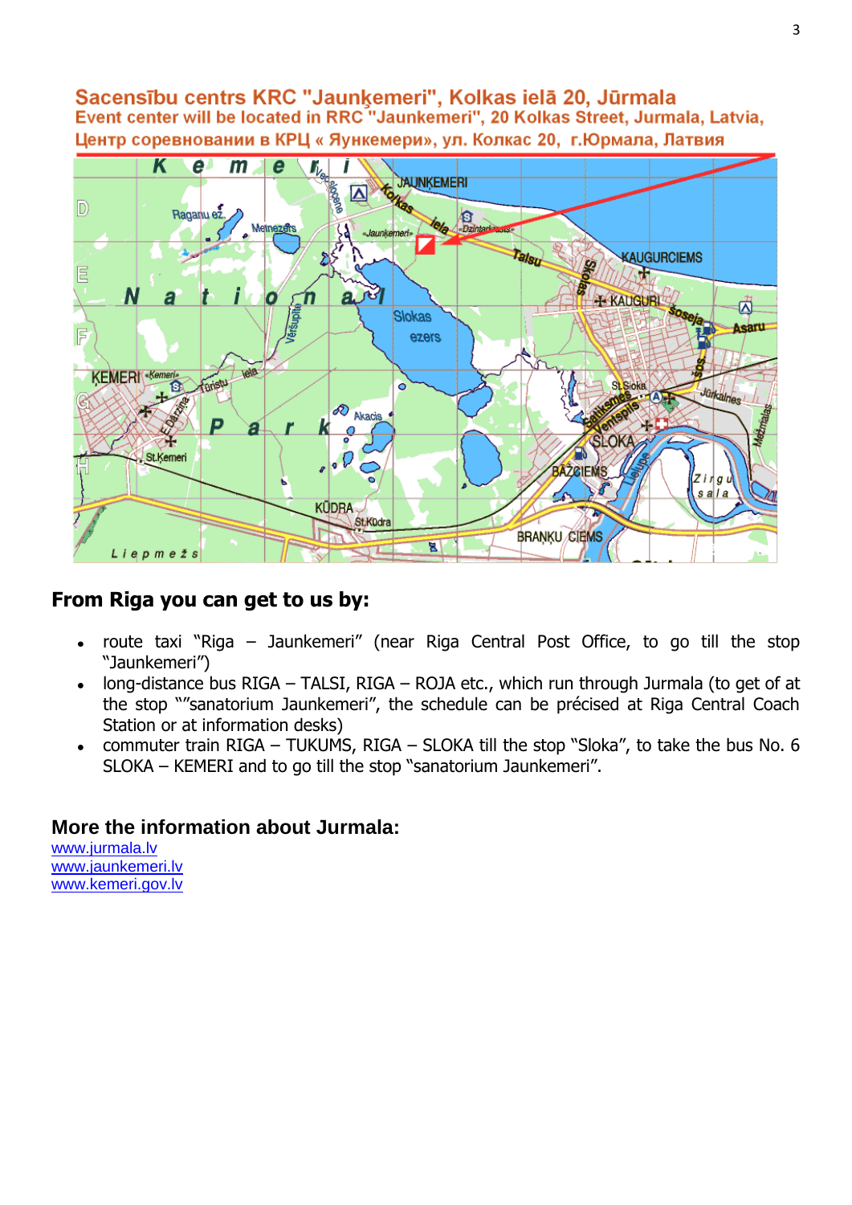**Sacensību centrs KRC "Jaunķemeri", Kolkas ielā 20, Jūrmala**
**Event center will be located in RRC "Jaunkemeri", 20 Kolkas Street, Jurmala, Latvia,**
**Центр соревновании в КРЦ « Яункемери», ул. Колкас 20, г.Юрмала, Латвия**

## From Riga you can get to us by:

- route taxi "Riga – Jaunkemeri" (near Riga Central Post Office, to go till the stop "Jaunkemeri")
- long-distance bus RIGA – TALSI, RIGA – ROJA etc., which run through Jurmala (to get of at the stop ""sanatorium Jaunkemeri", the schedule can be précised at Riga Central Coach Station or at information desks)
- commuter train RIGA – TUKUMS, RIGA – SLOKA till the stop "Sloka", to take the bus No. 6 SLOKA – KEMERI and to go till the stop "sanatorium Jaunkemeri".

## More the information about Jurmala:

www.jurmala.lv
www.jaunkemeri.lv
www.kemeri.gov.lv